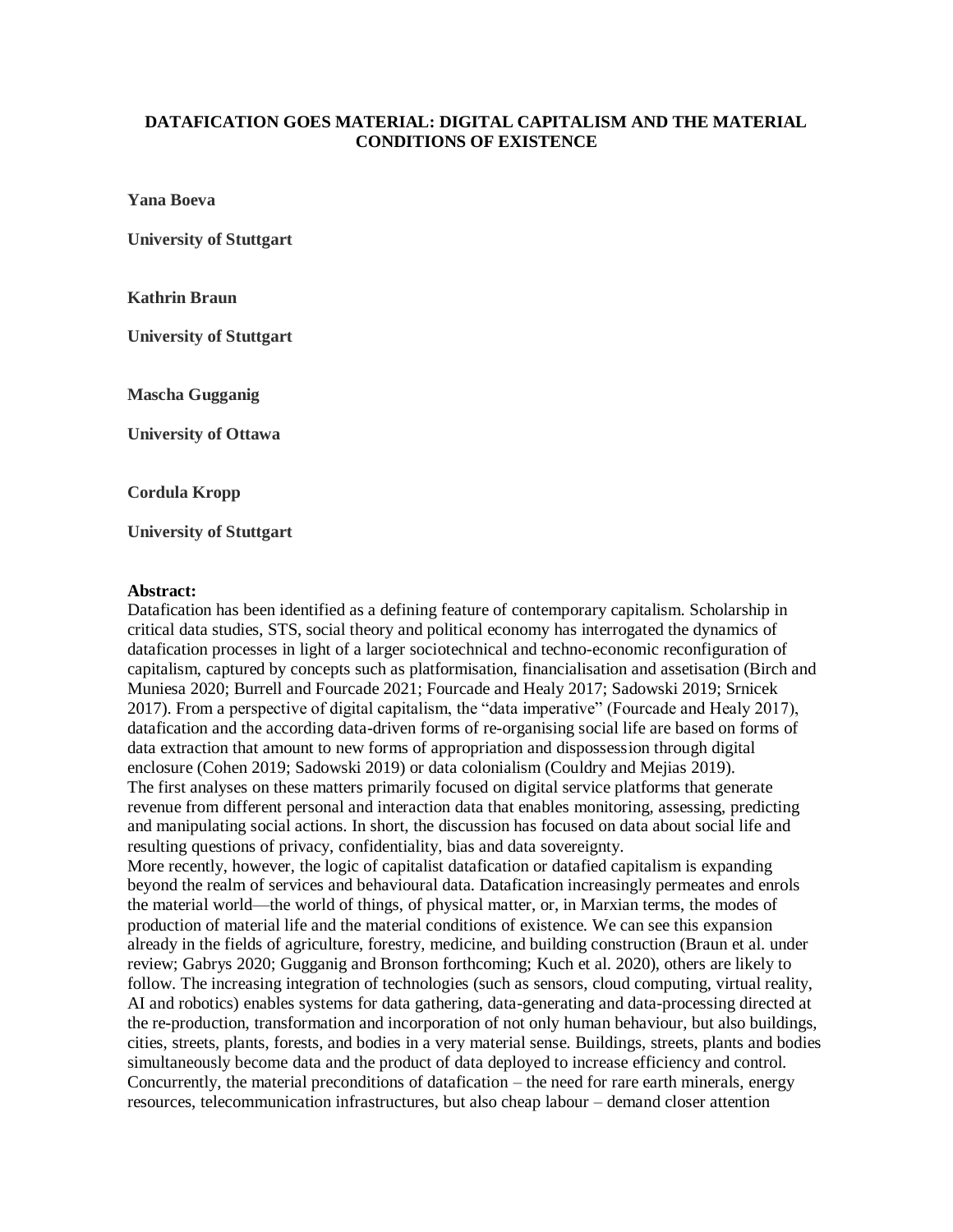# DATAFICATION GOES MATERIAL: DIGITAL CAPITALISM AND THE MATERIAL CONDITIONS OF EXISTENCE

**Yana Boeva**

**University of Stuttgart**

**Kathrin Braun**

**University of Stuttgart**

**Mascha Gugganig**

**University of Ottawa**

**Cordula Kropp**

**University of Stuttgart**

**Abstract:**

Datafication has been identified as a defining feature of contemporary capitalism. Scholarship in critical data studies, STS, social theory and political economy has interrogated the dynamics of datafication processes in light of a larger sociotechnical and techno-economic reconfiguration of capitalism, captured by concepts such as platformisation, financialisation and assetisation (Birch and Muniesa 2020; Burrell and Fourcade 2021; Fourcade and Healy 2017; Sadowski 2019; Srnicek 2017). From a perspective of digital capitalism, the "data imperative" (Fourcade and Healy 2017), datafication and the according data-driven forms of re-organising social life are based on forms of data extraction that amount to new forms of appropriation and dispossession through digital enclosure (Cohen 2019; Sadowski 2019) or data colonialism (Couldry and Mejias 2019).

The first analyses on these matters primarily focused on digital service platforms that generate revenue from different personal and interaction data that enables monitoring, assessing, predicting and manipulating social actions. In short, the discussion has focused on data about social life and resulting questions of privacy, confidentiality, bias and data sovereignty.

More recently, however, the logic of capitalist datafication or datafied capitalism is expanding beyond the realm of services and behavioural data. Datafication increasingly permeates and enrols the material world—the world of things, of physical matter, or, in Marxian terms, the modes of production of material life and the material conditions of existence. We can see this expansion already in the fields of agriculture, forestry, medicine, and building construction (Braun et al. under review; Gabrys 2020; Gugganig and Bronson forthcoming; Kuch et al. 2020), others are likely to follow. The increasing integration of technologies (such as sensors, cloud computing, virtual reality, AI and robotics) enables systems for data gathering, data-generating and data-processing directed at the re-production, transformation and incorporation of not only human behaviour, but also buildings, cities, streets, plants, forests, and bodies in a very material sense. Buildings, streets, plants and bodies simultaneously become data and the product of data deployed to increase efficiency and control. Concurrently, the material preconditions of datafication – the need for rare earth minerals, energy resources, telecommunication infrastructures, but also cheap labour – demand closer attention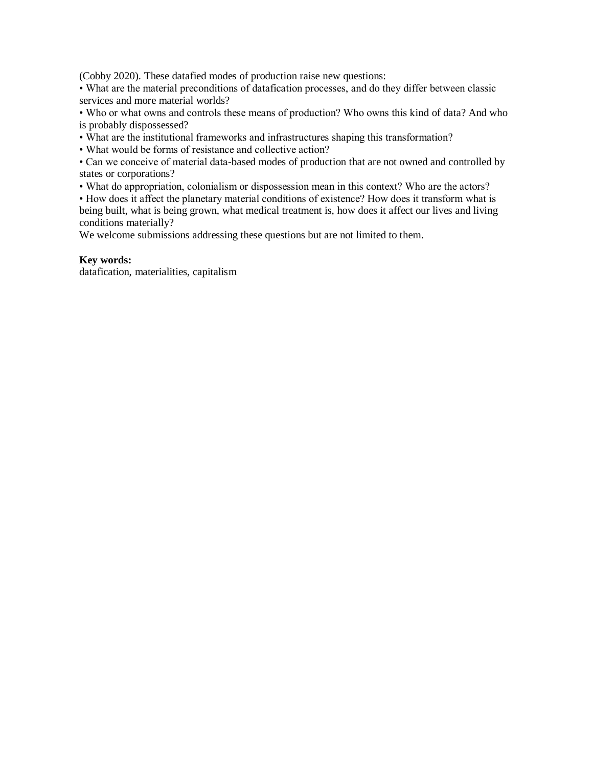(Cobby 2020). These datafied modes of production raise new questions:

- What are the material preconditions of datafication processes, and do they differ between classic services and more material worlds?
- Who or what owns and controls these means of production? Who owns this kind of data? And who is probably dispossessed?
- What are the institutional frameworks and infrastructures shaping this transformation?
- What would be forms of resistance and collective action?
- Can we conceive of material data-based modes of production that are not owned and controlled by states or corporations?
- What do appropriation, colonialism or dispossession mean in this context? Who are the actors?
- How does it affect the planetary material conditions of existence? How does it transform what is being built, what is being grown, what medical treatment is, how does it affect our lives and living conditions materially?

We welcome submissions addressing these questions but are not limited to them.

**Key words:**
datafication, materialities, capitalism